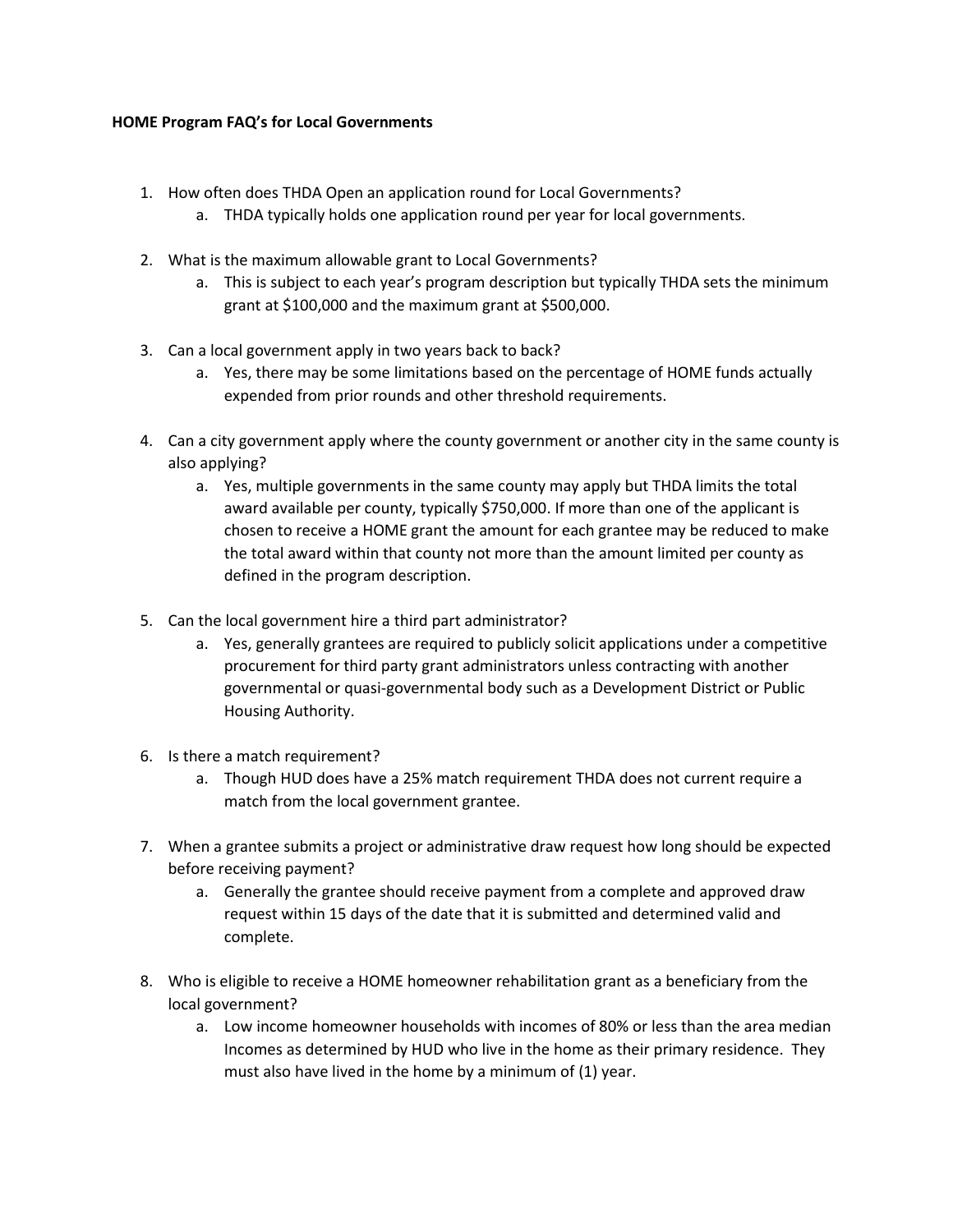**HOME Program FAQ's for Local Governments**

1. How often does THDA Open an application round for Local Governments?
    a. THDA typically holds one application round per year for local governments.

2. What is the maximum allowable grant to Local Governments?
    a. This is subject to each year's program description but typically THDA sets the minimum grant at $100,000 and the maximum grant at $500,000.

3. Can a local government apply in two years back to back?
    a. Yes, there may be some limitations based on the percentage of HOME funds actually expended from prior rounds and other threshold requirements.

4. Can a city government apply where the county government or another city in the same county is also applying?
    a. Yes, multiple governments in the same county may apply but THDA limits the total award available per county, typically $750,000. If more than one of the applicant is chosen to receive a HOME grant the amount for each grantee may be reduced to make the total award within that county not more than the amount limited per county as defined in the program description.

5. Can the local government hire a third part administrator?
    a. Yes, generally grantees are required to publicly solicit applications under a competitive procurement for third party grant administrators unless contracting with another governmental or quasi-governmental body such as a Development District or Public Housing Authority.

6. Is there a match requirement?
    a. Though HUD does have a 25% match requirement THDA does not current require a match from the local government grantee.

7. When a grantee submits a project or administrative draw request how long should be expected before receiving payment?
    a. Generally the grantee should receive payment from a complete and approved draw request within 15 days of the date that it is submitted and determined valid and complete.

8. Who is eligible to receive a HOME homeowner rehabilitation grant as a beneficiary from the local government?
    a. Low income homeowner households with incomes of 80% or less than the area median Incomes as determined by HUD who live in the home as their primary residence. They must also have lived in the home by a minimum of (1) year.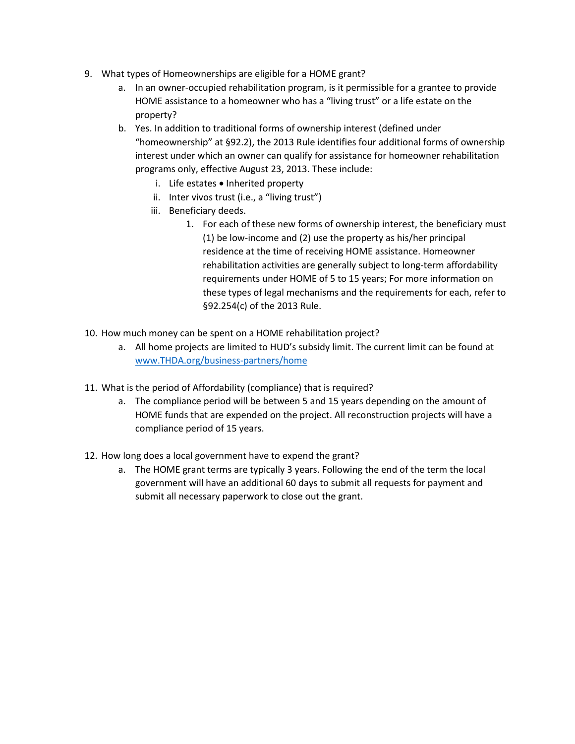9. What types of Homeownerships are eligible for a HOME grant?
   a. In an owner-occupied rehabilitation program, is it permissible for a grantee to provide HOME assistance to a homeowner who has a "living trust" or a life estate on the property?
   b. Yes. In addition to traditional forms of ownership interest (defined under "homeownership" at §92.2), the 2013 Rule identifies four additional forms of ownership interest under which an owner can qualify for assistance for homeowner rehabilitation programs only, effective August 23, 2013. These include:
      i. Life estates • Inherited property
      ii. Inter vivos trust (i.e., a "living trust")
      iii. Beneficiary deeds.
         1. For each of these new forms of ownership interest, the beneficiary must (1) be low-income and (2) use the property as his/her principal residence at the time of receiving HOME assistance. Homeowner rehabilitation activities are generally subject to long-term affordability requirements under HOME of 5 to 15 years; For more information on these types of legal mechanisms and the requirements for each, refer to §92.254(c) of the 2013 Rule.

10. How much money can be spent on a HOME rehabilitation project?
    a. All home projects are limited to HUD's subsidy limit. The current limit can be found at [www.THDA.org/business-partners/home](www.THDA.org/business-partners/home)

11. What is the period of Affordability (compliance) that is required?
    a. The compliance period will be between 5 and 15 years depending on the amount of HOME funds that are expended on the project. All reconstruction projects will have a compliance period of 15 years.

12. How long does a local government have to expend the grant?
    a. The HOME grant terms are typically 3 years. Following the end of the term the local government will have an additional 60 days to submit all requests for payment and submit all necessary paperwork to close out the grant.